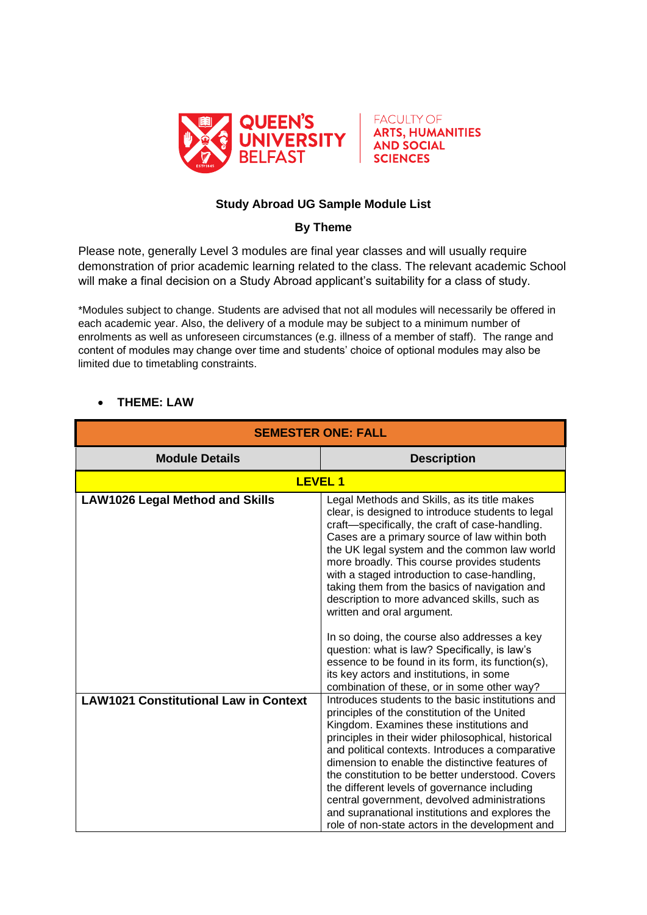QUEEN'S UNIVERSITY BELFAST

FACULTY OF ARTS, HUMANITIES AND SOCIAL SCIENCES

**Study Abroad UG Sample Module List**

**By Theme**

Please note, generally Level 3 modules are final year classes and will usually require demonstration of prior academic learning related to the class. The relevant academic School will make a final decision on a Study Abroad applicant's suitability for a class of study.

*Modules subject to change. Students are advised that not all modules will necessarily be offered in each academic year. Also, the delivery of a module may be subject to a minimum number of enrolments as well as unforeseen circumstances (e.g. illness of a member of staff). The range and content of modules may change over time and students' choice of optional modules may also be limited due to timetabling constraints.

- **THEME: LAW**

| **SEMESTER ONE: FALL** | |
|---|---|
| **Module Details** | **Description** |
| **LEVEL 1** | |
| **LAW1026 Legal Method and Skills** | Legal Methods and Skills, as its title makes clear, is designed to introduce students to legal craft—specifically, the craft of case-handling. Cases are a primary source of law within both the UK legal system and the common law world more broadly. This course provides students with a staged introduction to case-handling, taking them from the basics of navigation and description to more advanced skills, such as written and oral argument.<br><br>In so doing, the course also addresses a key question: what is law? Specifically, is law's essence to be found in its form, its function(s), its key actors and institutions, in some combination of these, or in some other way? |
| **LAW1021 Constitutional Law in Context** | Introduces students to the basic institutions and principles of the constitution of the United Kingdom. Examines these institutions and principles in their wider philosophical, historical and political contexts. Introduces a comparative dimension to enable the distinctive features of the constitution to be better understood. Covers the different levels of governance including central government, devolved administrations and supranational institutions and explores the role of non-state actors in the development and |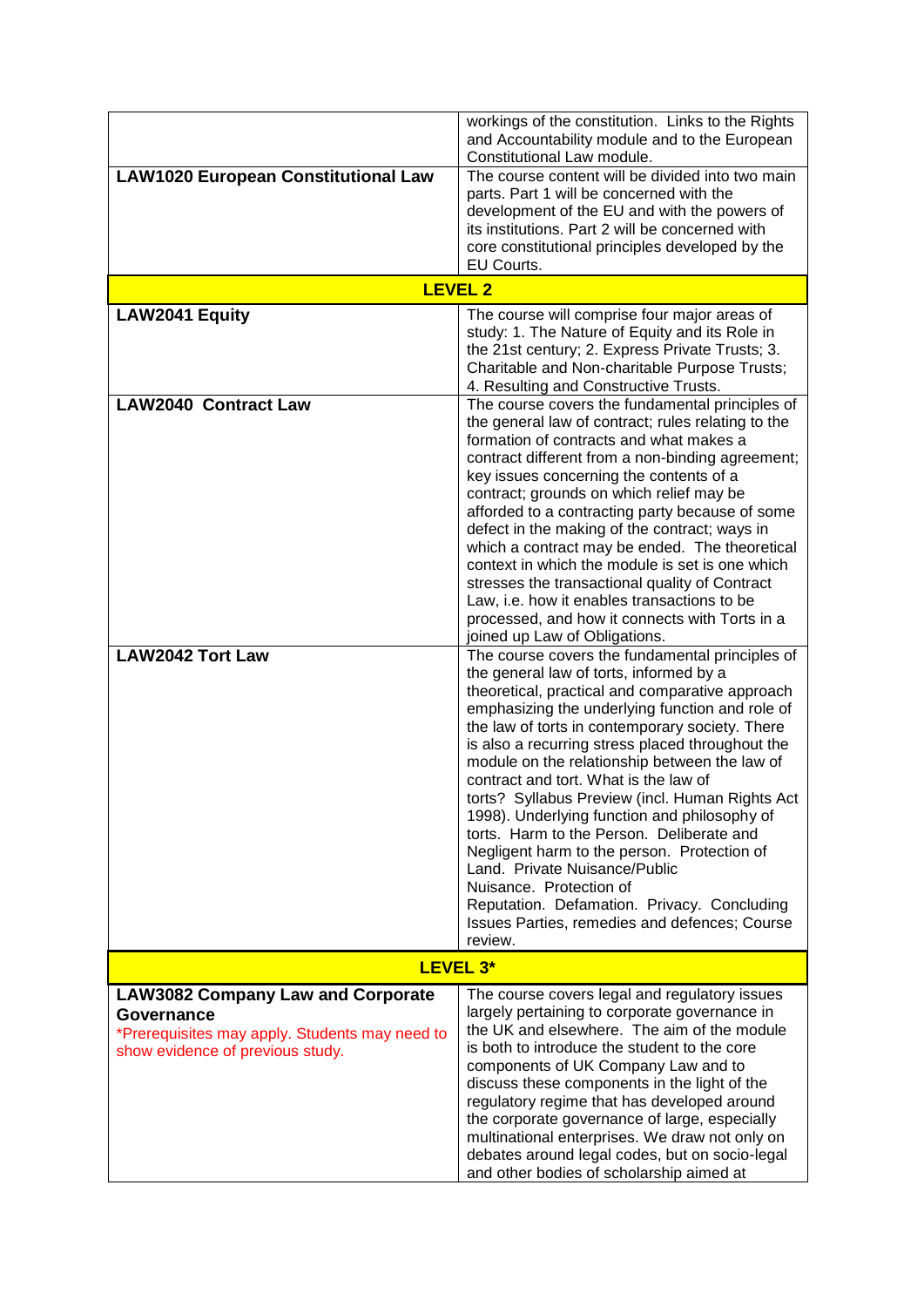| | |
|---|---|
| | workings of the constitution. Links to the Rights and Accountability module and to the European Constitutional Law module. |
| **LAW1020 European Constitutional Law** | The course content will be divided into two main parts. Part 1 will be concerned with the development of the EU and with the powers of its institutions. Part 2 will be concerned with core constitutional principles developed by the EU Courts. |
| **LEVEL 2** | |
| **LAW2041 Equity** | The course will comprise four major areas of study: 1. The Nature of Equity and its Role in the 21st century; 2. Express Private Trusts; 3. Charitable and Non-charitable Purpose Trusts; 4. Resulting and Constructive Trusts. |
| **LAW2040 Contract Law** | The course covers the fundamental principles of the general law of contract; rules relating to the formation of contracts and what makes a contract different from a non-binding agreement; key issues concerning the contents of a contract; grounds on which relief may be afforded to a contracting party because of some defect in the making of the contract; ways in which a contract may be ended. The theoretical context in which the module is set is one which stresses the transactional quality of Contract Law, i.e. how it enables transactions to be processed, and how it connects with Torts in a joined up Law of Obligations. |
| **LAW2042 Tort Law** | The course covers the fundamental principles of the general law of torts, informed by a theoretical, practical and comparative approach emphasizing the underlying function and role of the law of torts in contemporary society. There is also a recurring stress placed throughout the module on the relationship between the law of contract and tort. What is the law of torts? Syllabus Preview (incl. Human Rights Act 1998). Underlying function and philosophy of torts. Harm to the Person. Deliberate and Negligent harm to the person. Protection of Land. Private Nuisance/Public Nuisance. Protection of Reputation. Defamation. Privacy. Concluding Issues Parties, remedies and defences; Course review. |
| **LEVEL 3*** | |
| **LAW3082 Company Law and Corporate Governance** *Prerequisites may apply. Students may need to show evidence of previous study. | The course covers legal and regulatory issues largely pertaining to corporate governance in the UK and elsewhere. The aim of the module is both to introduce the student to the core components of UK Company Law and to discuss these components in the light of the regulatory regime that has developed around the corporate governance of large, especially multinational enterprises. We draw not only on debates around legal codes, but on socio-legal and other bodies of scholarship aimed at |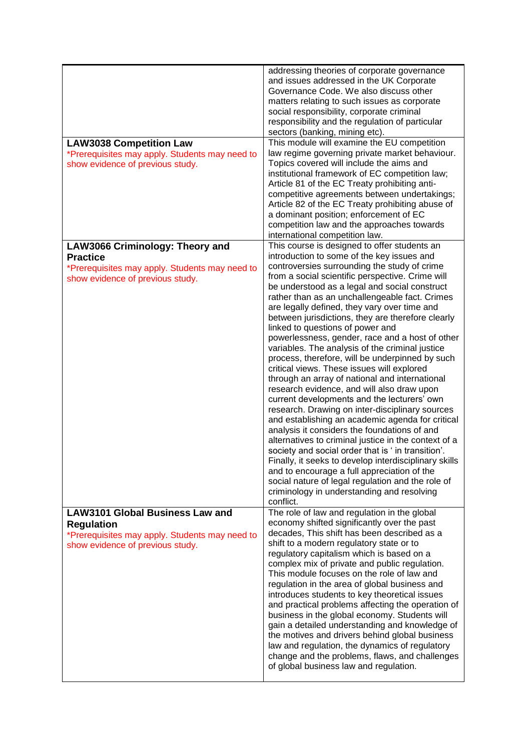| | |
|---|---|
| | addressing theories of corporate governance and issues addressed in the UK Corporate Governance Code. We also discuss other matters relating to such issues as corporate social responsibility, corporate criminal responsibility and the regulation of particular sectors (banking, mining etc). |
| **LAW3038 Competition Law**<br>*Prerequisites may apply. Students may need to show evidence of previous study. | This module will examine the EU competition law regime governing private market behaviour. Topics covered will include the aims and institutional framework of EC competition law; Article 81 of the EC Treaty prohibiting anti-competitive agreements between undertakings; Article 82 of the EC Treaty prohibiting abuse of a dominant position; enforcement of EC competition law and the approaches towards international competition law. |
| **LAW3066 Criminology: Theory and Practice**<br>*Prerequisites may apply. Students may need to show evidence of previous study. | This course is designed to offer students an introduction to some of the key issues and controversies surrounding the study of crime from a social scientific perspective. Crime will be understood as a legal and social construct rather than as an unchallengeable fact. Crimes are legally defined, they vary over time and between jurisdictions, they are therefore clearly linked to questions of power and powerlessness, gender, race and a host of other variables. The analysis of the criminal justice process, therefore, will be underpinned by such critical views. These issues will explored through an array of national and international research evidence, and will also draw upon current developments and the lecturers' own research. Drawing on inter-disciplinary sources and establishing an academic agenda for critical analysis it considers the foundations of and alternatives to criminal justice in the context of a society and social order that is ' in transition'. Finally, it seeks to develop interdisciplinary skills and to encourage a full appreciation of the social nature of legal regulation and the role of criminology in understanding and resolving conflict. |
| **LAW3101 Global Business Law and Regulation**<br>*Prerequisites may apply. Students may need to show evidence of previous study. | The role of law and regulation in the global economy shifted significantly over the past decades, This shift has been described as a shift to a modern regulatory state or to regulatory capitalism which is based on a complex mix of private and public regulation. This module focuses on the role of law and regulation in the area of global business and introduces students to key theoretical issues and practical problems affecting the operation of business in the global economy. Students will gain a detailed understanding and knowledge of the motives and drivers behind global business law and regulation, the dynamics of regulatory change and the problems, flaws, and challenges of global business law and regulation. |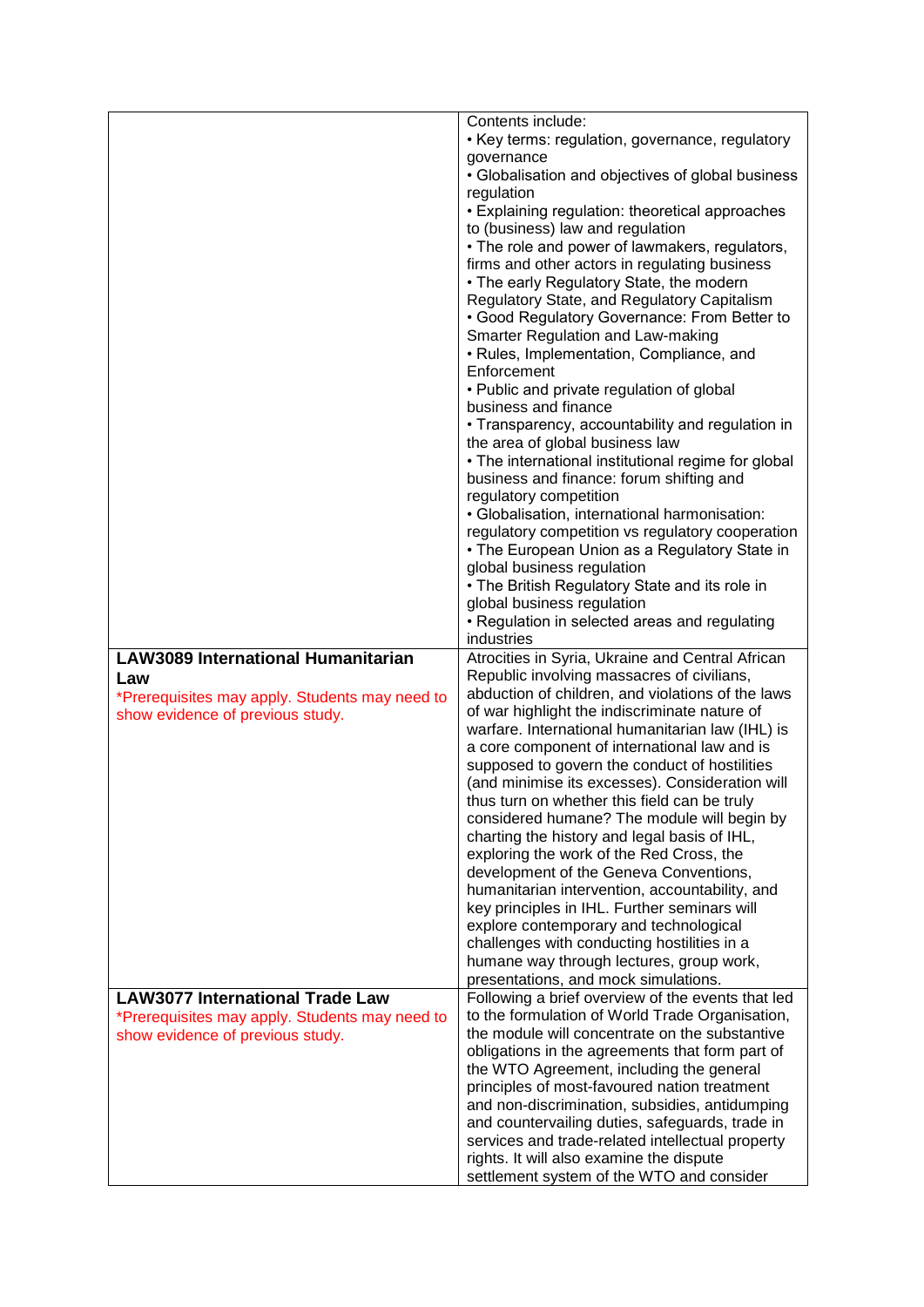| | |
|---|---|
| | Contents include:<br>• Key terms: regulation, governance, regulatory governance<br>• Globalisation and objectives of global business regulation<br>• Explaining regulation: theoretical approaches to (business) law and regulation<br>• The role and power of lawmakers, regulators, firms and other actors in regulating business<br>• The early Regulatory State, the modern Regulatory State, and Regulatory Capitalism<br>• Good Regulatory Governance: From Better to Smarter Regulation and Law-making<br>• Rules, Implementation, Compliance, and Enforcement<br>• Public and private regulation of global business and finance<br>• Transparency, accountability and regulation in the area of global business law<br>• The international institutional regime for global business and finance: forum shifting and regulatory competition<br>• Globalisation, international harmonisation: regulatory competition vs regulatory cooperation<br>• The European Union as a Regulatory State in global business regulation<br>• The British Regulatory State and its role in global business regulation<br>• Regulation in selected areas and regulating industries |
| **LAW3089 International Humanitarian Law**<br>*Prerequisites may apply. Students may need to show evidence of previous study. | Atrocities in Syria, Ukraine and Central African Republic involving massacres of civilians, abduction of children, and violations of the laws of war highlight the indiscriminate nature of warfare. International humanitarian law (IHL) is a core component of international law and is supposed to govern the conduct of hostilities (and minimise its excesses). Consideration will thus turn on whether this field can be truly considered humane? The module will begin by charting the history and legal basis of IHL, exploring the work of the Red Cross, the development of the Geneva Conventions, humanitarian intervention, accountability, and key principles in IHL. Further seminars will explore contemporary and technological challenges with conducting hostilities in a humane way through lectures, group work, presentations, and mock simulations. |
| **LAW3077 International Trade Law**<br>*Prerequisites may apply. Students may need to show evidence of previous study. | Following a brief overview of the events that led to the formulation of World Trade Organisation, the module will concentrate on the substantive obligations in the agreements that form part of the WTO Agreement, including the general principles of most-favoured nation treatment and non-discrimination, subsidies, antidumping and countervailing duties, safeguards, trade in services and trade-related intellectual property rights. It will also examine the dispute settlement system of the WTO and consider |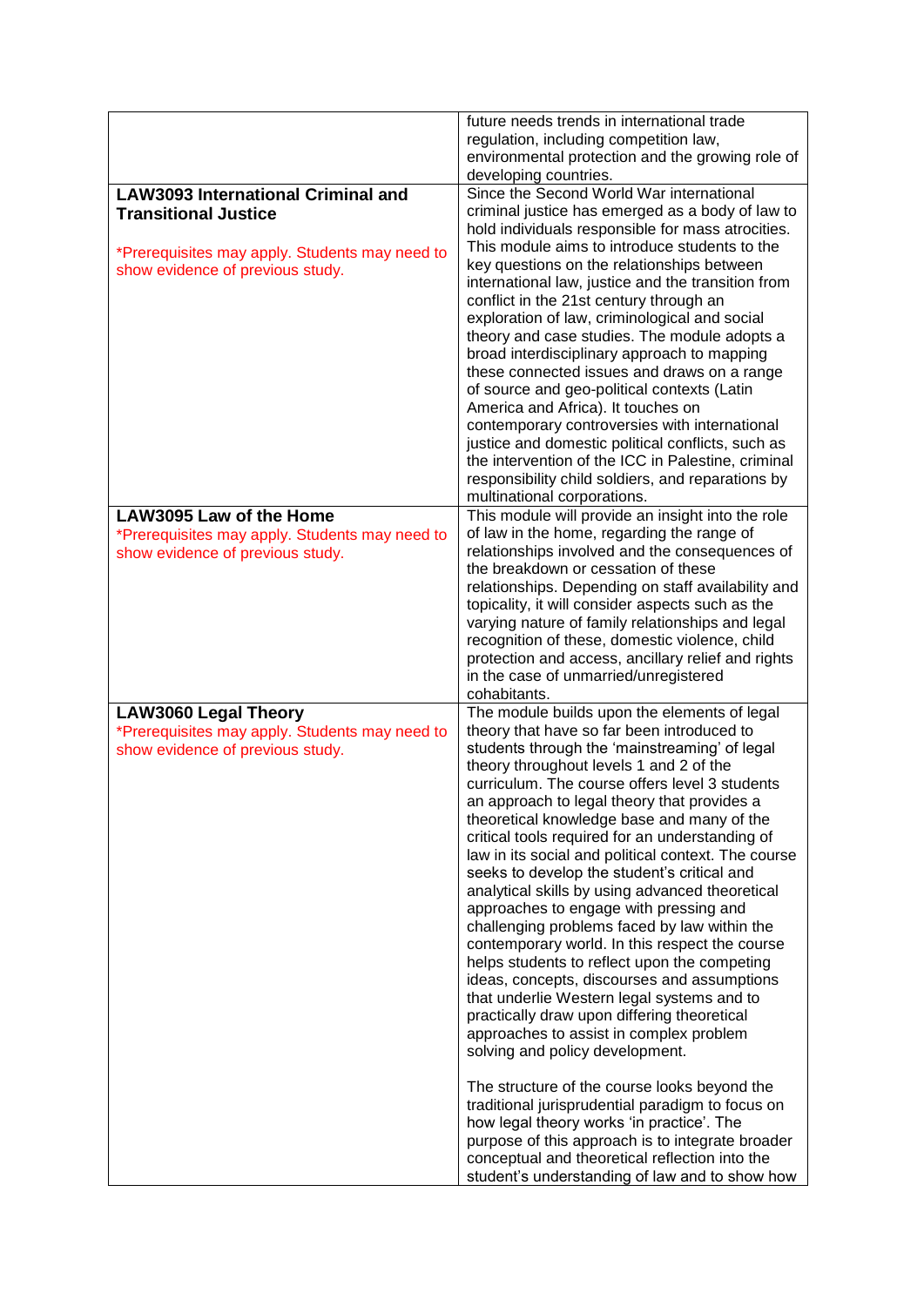| | |
|---|---|
| | future needs trends in international trade regulation, including competition law, environmental protection and the growing role of developing countries. |
| **LAW3093 International Criminal and Transitional Justice**<br><br>*Prerequisites may apply. Students may need to show evidence of previous study. | Since the Second World War international criminal justice has emerged as a body of law to hold individuals responsible for mass atrocities. This module aims to introduce students to the key questions on the relationships between international law, justice and the transition from conflict in the 21st century through an exploration of law, criminological and social theory and case studies. The module adopts a broad interdisciplinary approach to mapping these connected issues and draws on a range of source and geo-political contexts (Latin America and Africa). It touches on contemporary controversies with international justice and domestic political conflicts, such as the intervention of the ICC in Palestine, criminal responsibility child soldiers, and reparations by multinational corporations. |
| **LAW3095 Law of the Home**<br>*Prerequisites may apply. Students may need to show evidence of previous study. | This module will provide an insight into the role of law in the home, regarding the range of relationships involved and the consequences of the breakdown or cessation of these relationships. Depending on staff availability and topicality, it will consider aspects such as the varying nature of family relationships and legal recognition of these, domestic violence, child protection and access, ancillary relief and rights in the case of unmarried/unregistered cohabitants. |
| **LAW3060 Legal Theory**<br>*Prerequisites may apply. Students may need to show evidence of previous study. | The module builds upon the elements of legal theory that have so far been introduced to students through the 'mainstreaming' of legal theory throughout levels 1 and 2 of the curriculum. The course offers level 3 students an approach to legal theory that provides a theoretical knowledge base and many of the critical tools required for an understanding of law in its social and political context. The course seeks to develop the student's critical and analytical skills by using advanced theoretical approaches to engage with pressing and challenging problems faced by law within the contemporary world. In this respect the course helps students to reflect upon the competing ideas, concepts, discourses and assumptions that underlie Western legal systems and to practically draw upon differing theoretical approaches to assist in complex problem solving and policy development.<br><br>The structure of the course looks beyond the traditional jurisprudential paradigm to focus on how legal theory works 'in practice'. The purpose of this approach is to integrate broader conceptual and theoretical reflection into the student's understanding of law and to show how |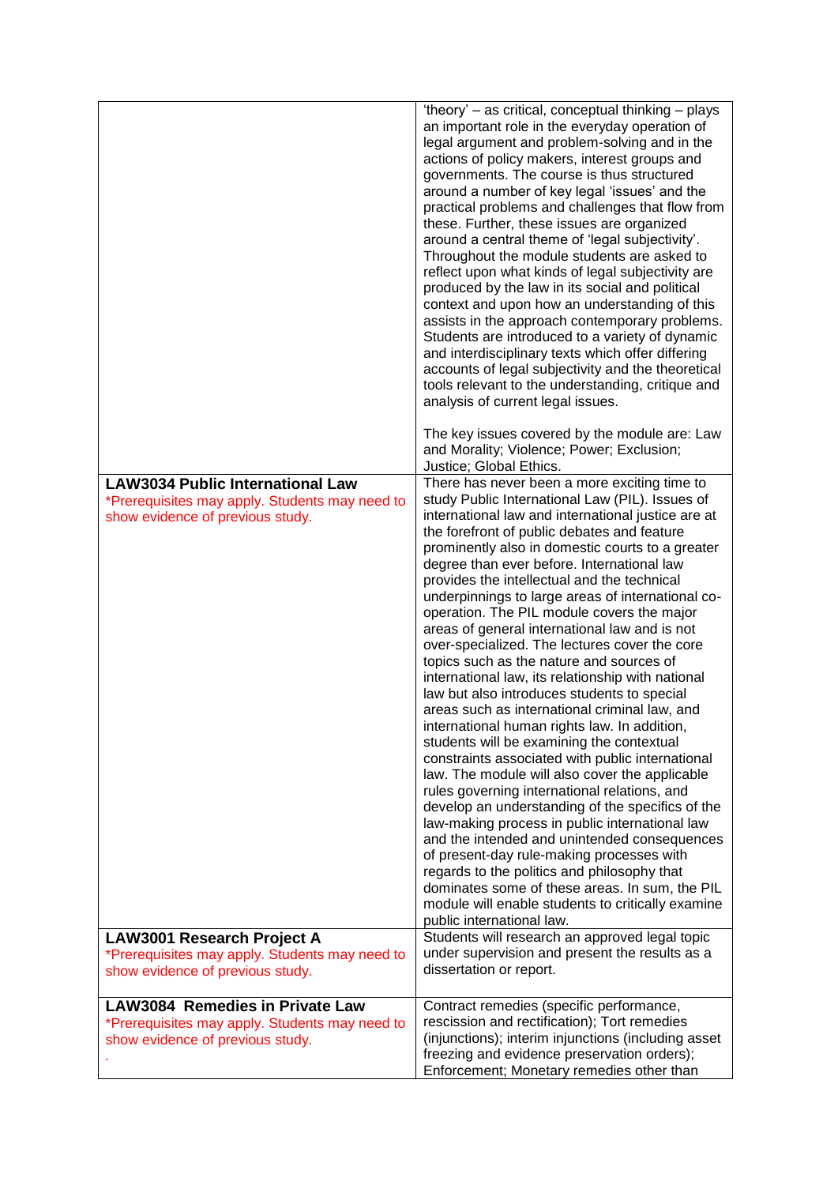| | |
|---|---|
| | 'theory' – as critical, conceptual thinking – plays an important role in the everyday operation of legal argument and problem-solving and in the actions of policy makers, interest groups and governments. The course is thus structured around a number of key legal 'issues' and the practical problems and challenges that flow from these. Further, these issues are organized around a central theme of 'legal subjectivity'. Throughout the module students are asked to reflect upon what kinds of legal subjectivity are produced by the law in its social and political context and upon how an understanding of this assists in the approach contemporary problems. Students are introduced to a variety of dynamic and interdisciplinary texts which offer differing accounts of legal subjectivity and the theoretical tools relevant to the understanding, critique and analysis of current legal issues.<br><br>The key issues covered by the module are: Law and Morality; Violence; Power; Exclusion; Justice; Global Ethics. |
| **LAW3034 Public International Law**<br>*Prerequisites may apply. Students may need to show evidence of previous study. | There has never been a more exciting time to study Public International Law (PIL). Issues of international law and international justice are at the forefront of public debates and feature prominently also in domestic courts to a greater degree than ever before. International law provides the intellectual and the technical underpinnings to large areas of international co-operation. The PIL module covers the major areas of general international law and is not over-specialized. The lectures cover the core topics such as the nature and sources of international law, its relationship with national law but also introduces students to special areas such as international criminal law, and international human rights law. In addition, students will be examining the contextual constraints associated with public international law. The module will also cover the applicable rules governing international relations, and develop an understanding of the specifics of the law-making process in public international law and the intended and unintended consequences of present-day rule-making processes with regards to the politics and philosophy that dominates some of these areas. In sum, the PIL module will enable students to critically examine public international law. |
| **LAW3001 Research Project A**<br>*Prerequisites may apply. Students may need to show evidence of previous study. | Students will research an approved legal topic under supervision and present the results as a dissertation or report. |
| **LAW3084 Remedies in Private Law**<br>*Prerequisites may apply. Students may need to show evidence of previous study.<br>. | Contract remedies (specific performance, rescission and rectification); Tort remedies (injunctions); interim injunctions (including asset freezing and evidence preservation orders); Enforcement; Monetary remedies other than |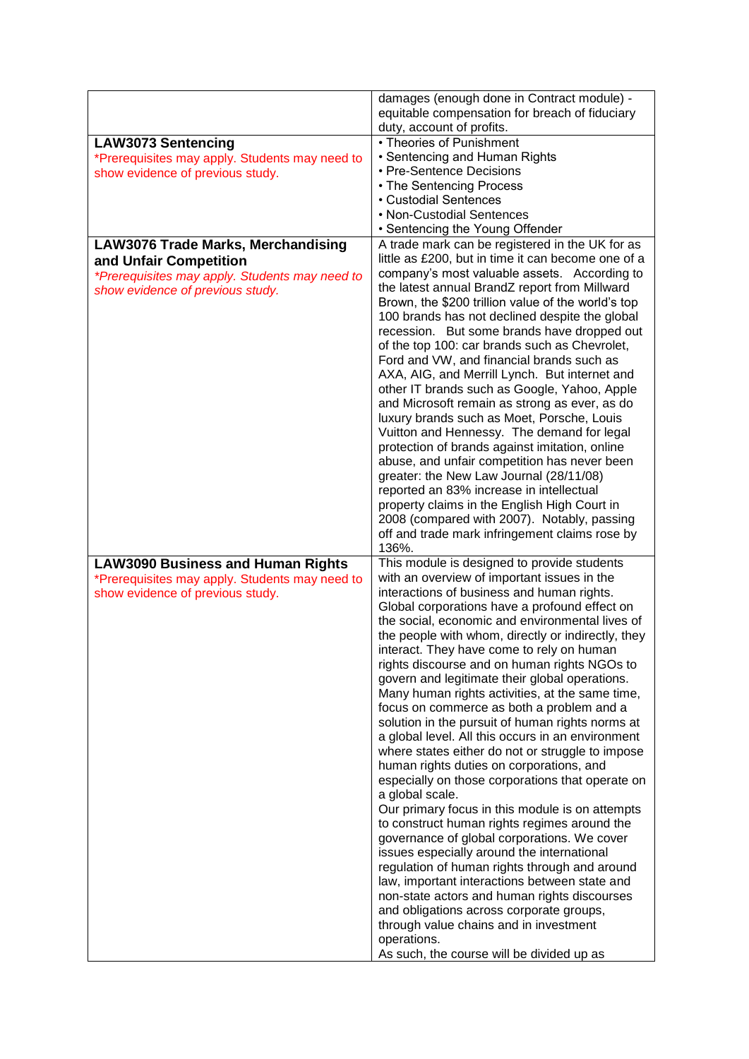| | |
|---|---|
| | damages (enough done in Contract module) - equitable compensation for breach of fiduciary duty, account of profits. |
| **LAW3073 Sentencing**<br>*Prerequisites may apply. Students may need to show evidence of previous study. | • Theories of Punishment<br>• Sentencing and Human Rights<br>• Pre-Sentence Decisions<br>• The Sentencing Process<br>• Custodial Sentences<br>• Non-Custodial Sentences<br>• Sentencing the Young Offender |
| **LAW3076 Trade Marks, Merchandising and Unfair Competition**<br>*\*Prerequisites may apply. Students may need to show evidence of previous study.* | A trade mark can be registered in the UK for as little as £200, but in time it can become one of a company's most valuable assets. According to the latest annual BrandZ report from Millward Brown, the $200 trillion value of the world's top 100 brands has not declined despite the global recession. But some brands have dropped out of the top 100: car brands such as Chevrolet, Ford and VW, and financial brands such as AXA, AIG, and Merrill Lynch. But internet and other IT brands such as Google, Yahoo, Apple and Microsoft remain as strong as ever, as do luxury brands such as Moet, Porsche, Louis Vuitton and Hennessy. The demand for legal protection of brands against imitation, online abuse, and unfair competition has never been greater: the New Law Journal (28/11/08) reported an 83% increase in intellectual property claims in the English High Court in 2008 (compared with 2007). Notably, passing off and trade mark infringement claims rose by 136%. |
| **LAW3090 Business and Human Rights**<br>*Prerequisites may apply. Students may need to show evidence of previous study. | This module is designed to provide students with an overview of important issues in the interactions of business and human rights. Global corporations have a profound effect on the social, economic and environmental lives of the people with whom, directly or indirectly, they interact. They have come to rely on human rights discourse and on human rights NGOs to govern and legitimate their global operations. Many human rights activities, at the same time, focus on commerce as both a problem and a solution in the pursuit of human rights norms at a global level. All this occurs in an environment where states either do not or struggle to impose human rights duties on corporations, and especially on those corporations that operate on a global scale.<br>Our primary focus in this module is on attempts to construct human rights regimes around the governance of global corporations. We cover issues especially around the international regulation of human rights through and around law, important interactions between state and non-state actors and human rights discourses and obligations across corporate groups, through value chains and in investment operations.<br>As such, the course will be divided up as |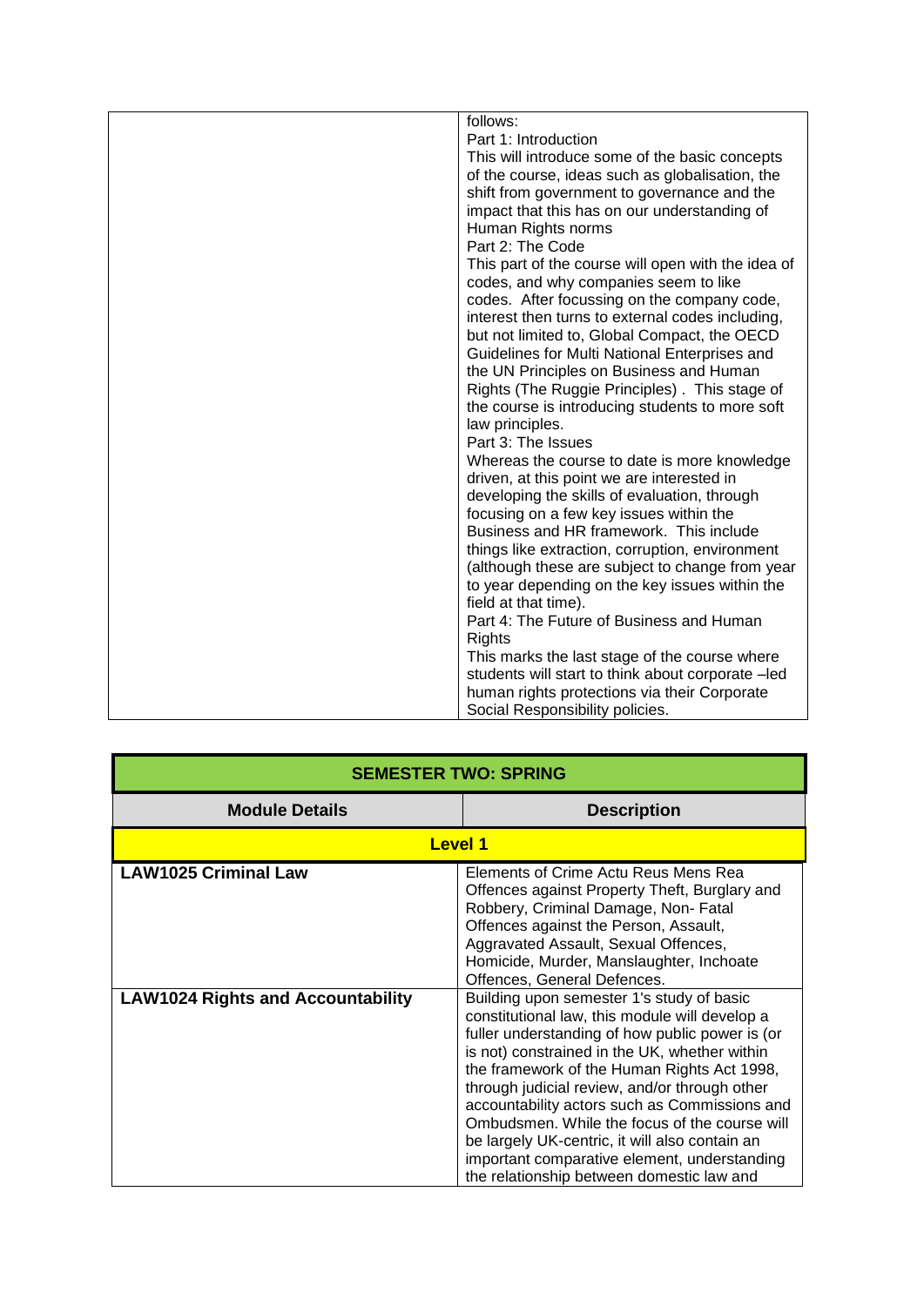| | |
|---|---|
| | follows:<br>Part 1: Introduction<br>This will introduce some of the basic concepts of the course, ideas such as globalisation, the shift from government to governance and the impact that this has on our understanding of Human Rights norms<br>Part 2: The Code<br>This part of the course will open with the idea of codes, and why companies seem to like codes. After focussing on the company code, interest then turns to external codes including, but not limited to, Global Compact, the OECD Guidelines for Multi National Enterprises and the UN Principles on Business and Human Rights (The Ruggie Principles) . This stage of the course is introducing students to more soft law principles.<br>Part 3: The Issues<br>Whereas the course to date is more knowledge driven, at this point we are interested in developing the skills of evaluation, through focusing on a few key issues within the Business and HR framework. This include things like extraction, corruption, environment (although these are subject to change from year to year depending on the key issues within the field at that time).<br>Part 4: The Future of Business and Human Rights<br>This marks the last stage of the course where students will start to think about corporate –led human rights protections via their Corporate Social Responsibility policies. |

| **SEMESTER TWO: SPRING** | |
|---|---|
| **Module Details** | **Description** |
| **Level 1** | |
| **LAW1025 Criminal Law** | Elements of Crime Actu Reus Mens Rea Offences against Property Theft, Burglary and Robbery, Criminal Damage, Non- Fatal Offences against the Person, Assault, Aggravated Assault, Sexual Offences, Homicide, Murder, Manslaughter, Inchoate Offences, General Defences. |
| **LAW1024 Rights and Accountability** | Building upon semester 1's study of basic constitutional law, this module will develop a fuller understanding of how public power is (or is not) constrained in the UK, whether within the framework of the Human Rights Act 1998, through judicial review, and/or through other accountability actors such as Commissions and Ombudsmen. While the focus of the course will be largely UK-centric, it will also contain an important comparative element, understanding the relationship between domestic law and |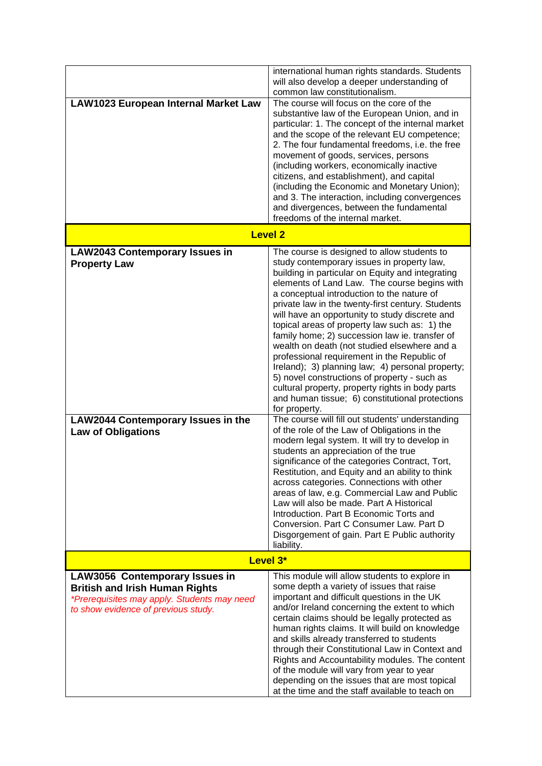| | |
|---|---|
| | international human rights standards. Students will also develop a deeper understanding of common law constitutionalism. |
| **LAW1023 European Internal Market Law** | The course will focus on the core of the substantive law of the European Union, and in particular: 1. The concept of the internal market and the scope of the relevant EU competence; 2. The four fundamental freedoms, i.e. the free movement of goods, services, persons (including workers, economically inactive citizens, and establishment), and capital (including the Economic and Monetary Union); and 3. The interaction, including convergences and divergences, between the fundamental freedoms of the internal market. |
| **Level 2** | |
| **LAW2043 Contemporary Issues in Property Law** | The course is designed to allow students to study contemporary issues in property law, building in particular on Equity and integrating elements of Land Law. The course begins with a conceptual introduction to the nature of private law in the twenty-first century. Students will have an opportunity to study discrete and topical areas of property law such as: 1) the family home; 2) succession law ie. transfer of wealth on death (not studied elsewhere and a professional requirement in the Republic of Ireland); 3) planning law; 4) personal property; 5) novel constructions of property - such as cultural property, property rights in body parts and human tissue; 6) constitutional protections for property. |
| **LAW2044 Contemporary Issues in the Law of Obligations** | The course will fill out students' understanding of the role of the Law of Obligations in the modern legal system. It will try to develop in students an appreciation of the true significance of the categories Contract, Tort, Restitution, and Equity and an ability to think across categories. Connections with other areas of law, e.g. Commercial Law and Public Law will also be made. Part A Historical Introduction. Part B Economic Torts and Conversion. Part C Consumer Law. Part D Disgorgement of gain. Part E Public authority liability. |
| **Level 3*** | |
| **LAW3056 Contemporary Issues in British and Irish Human Rights** *\*Prerequisites may apply. Students may need to show evidence of previous study.* | This module will allow students to explore in some depth a variety of issues that raise important and difficult questions in the UK and/or Ireland concerning the extent to which certain claims should be legally protected as human rights claims. It will build on knowledge and skills already transferred to students through their Constitutional Law in Context and Rights and Accountability modules. The content of the module will vary from year to year depending on the issues that are most topical at the time and the staff available to teach on |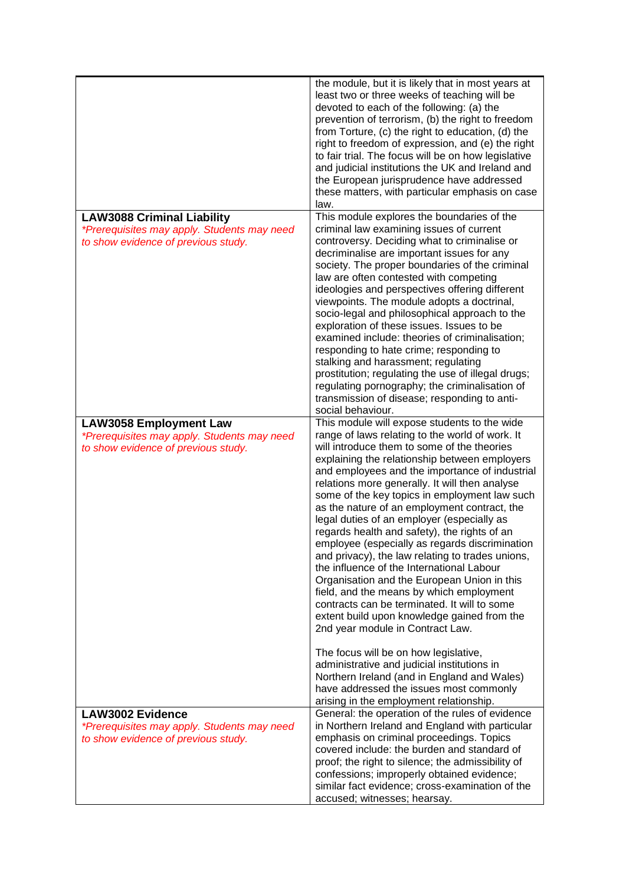| | |
|---|---|
| | the module, but it is likely that in most years at least two or three weeks of teaching will be devoted to each of the following: (a) the prevention of terrorism, (b) the right to freedom from Torture, (c) the right to education, (d) the right to freedom of expression, and (e) the right to fair trial. The focus will be on how legislative and judicial institutions the UK and Ireland and the European jurisprudence have addressed these matters, with particular emphasis on case law. |
| **LAW3088 Criminal Liability**<br>*\*Prerequisites may apply. Students may need to show evidence of previous study.* | This module explores the boundaries of the criminal law examining issues of current controversy. Deciding what to criminalise or decriminalise are important issues for any society. The proper boundaries of the criminal law are often contested with competing ideologies and perspectives offering different viewpoints. The module adopts a doctrinal, socio-legal and philosophical approach to the exploration of these issues. Issues to be examined include: theories of criminalisation; responding to hate crime; responding to stalking and harassment; regulating prostitution; regulating the use of illegal drugs; regulating pornography; the criminalisation of transmission of disease; responding to anti-social behaviour. |
| **LAW3058 Employment Law**<br>*\*Prerequisites may apply. Students may need to show evidence of previous study.* | This module will expose students to the wide range of laws relating to the world of work. It will introduce them to some of the theories explaining the relationship between employers and employees and the importance of industrial relations more generally. It will then analyse some of the key topics in employment law such as the nature of an employment contract, the legal duties of an employer (especially as regards health and safety), the rights of an employee (especially as regards discrimination and privacy), the law relating to trades unions, the influence of the International Labour Organisation and the European Union in this field, and the means by which employment contracts can be terminated. It will to some extent build upon knowledge gained from the 2nd year module in Contract Law.<br><br>The focus will be on how legislative, administrative and judicial institutions in Northern Ireland (and in England and Wales) have addressed the issues most commonly arising in the employment relationship. |
| **LAW3002 Evidence**<br>*\*Prerequisites may apply. Students may need to show evidence of previous study.* | General: the operation of the rules of evidence in Northern Ireland and England with particular emphasis on criminal proceedings. Topics covered include: the burden and standard of proof; the right to silence; the admissibility of confessions; improperly obtained evidence; similar fact evidence; cross-examination of the accused; witnesses; hearsay. |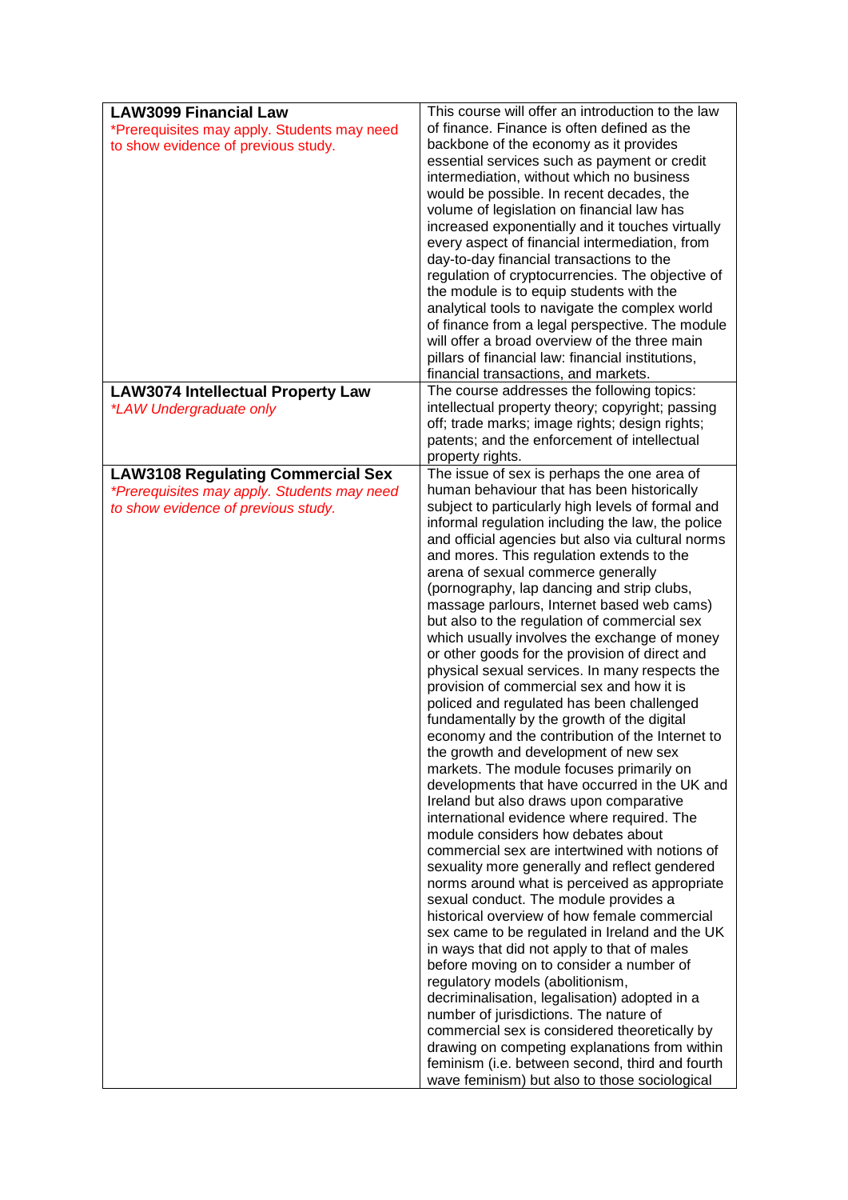| Module | Description |
| --- | --- |
| **LAW3099 Financial Law**<br>*Prerequisites may apply. Students may need to show evidence of previous study. | This course will offer an introduction to the law of finance. Finance is often defined as the backbone of the economy as it provides essential services such as payment or credit intermediation, without which no business would be possible. In recent decades, the volume of legislation on financial law has increased exponentially and it touches virtually every aspect of financial intermediation, from day-to-day financial transactions to the regulation of cryptocurrencies. The objective of the module is to equip students with the analytical tools to navigate the complex world of finance from a legal perspective. The module will offer a broad overview of the three main pillars of financial law: financial institutions, financial transactions, and markets. |
| **LAW3074 Intellectual Property Law**<br>*\*LAW Undergraduate only* | The course addresses the following topics: intellectual property theory; copyright; passing off; trade marks; image rights; design rights; patents; and the enforcement of intellectual property rights. |
| **LAW3108 Regulating Commercial Sex**<br>*\*Prerequisites may apply. Students may need to show evidence of previous study.* | The issue of sex is perhaps the one area of human behaviour that has been historically subject to particularly high levels of formal and informal regulation including the law, the police and official agencies but also via cultural norms and mores. This regulation extends to the arena of sexual commerce generally (pornography, lap dancing and strip clubs, massage parlours, Internet based web cams) but also to the regulation of commercial sex which usually involves the exchange of money or other goods for the provision of direct and physical sexual services. In many respects the provision of commercial sex and how it is policed and regulated has been challenged fundamentally by the growth of the digital economy and the contribution of the Internet to the growth and development of new sex markets. The module focuses primarily on developments that have occurred in the UK and Ireland but also draws upon comparative international evidence where required. The module considers how debates about commercial sex are intertwined with notions of sexuality more generally and reflect gendered norms around what is perceived as appropriate sexual conduct. The module provides a historical overview of how female commercial sex came to be regulated in Ireland and the UK in ways that did not apply to that of males before moving on to consider a number of regulatory models (abolitionism, decriminalisation, legalisation) adopted in a number of jurisdictions. The nature of commercial sex is considered theoretically by drawing on competing explanations from within feminism (i.e. between second, third and fourth wave feminism) but also to those sociological |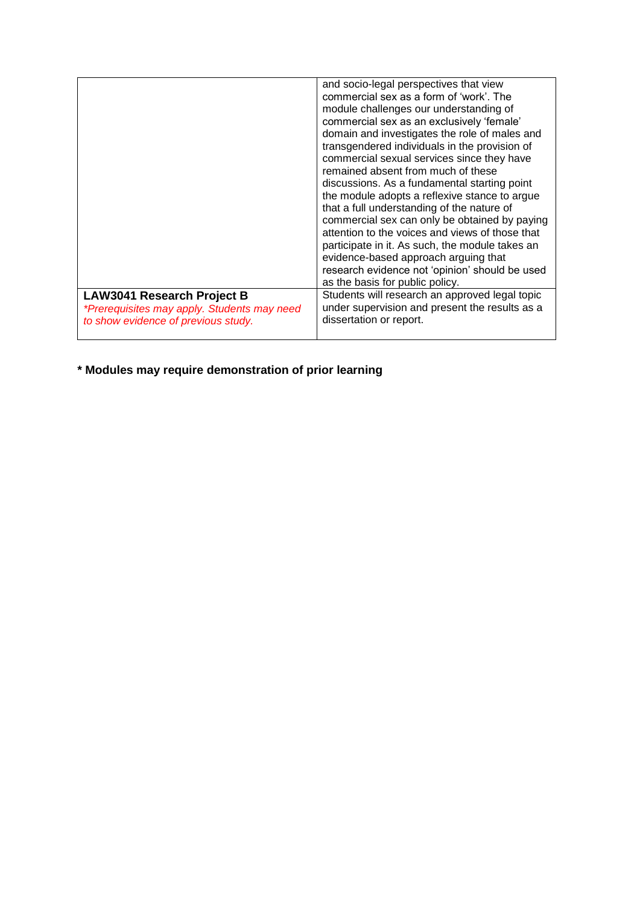| | |
|---|---|
| | and socio-legal perspectives that view commercial sex as a form of 'work'. The module challenges our understanding of commercial sex as an exclusively 'female' domain and investigates the role of males and transgendered individuals in the provision of commercial sexual services since they have remained absent from much of these discussions. As a fundamental starting point the module adopts a reflexive stance to argue that a full understanding of the nature of commercial sex can only be obtained by paying attention to the voices and views of those that participate in it. As such, the module takes an evidence-based approach arguing that research evidence not 'opinion' should be used as the basis for public policy. |
| **LAW3041 Research Project B** *\*Prerequisites may apply. Students may need to show evidence of previous study.* | Students will research an approved legal topic under supervision and present the results as a dissertation or report. |

**\* Modules may require demonstration of prior learning**